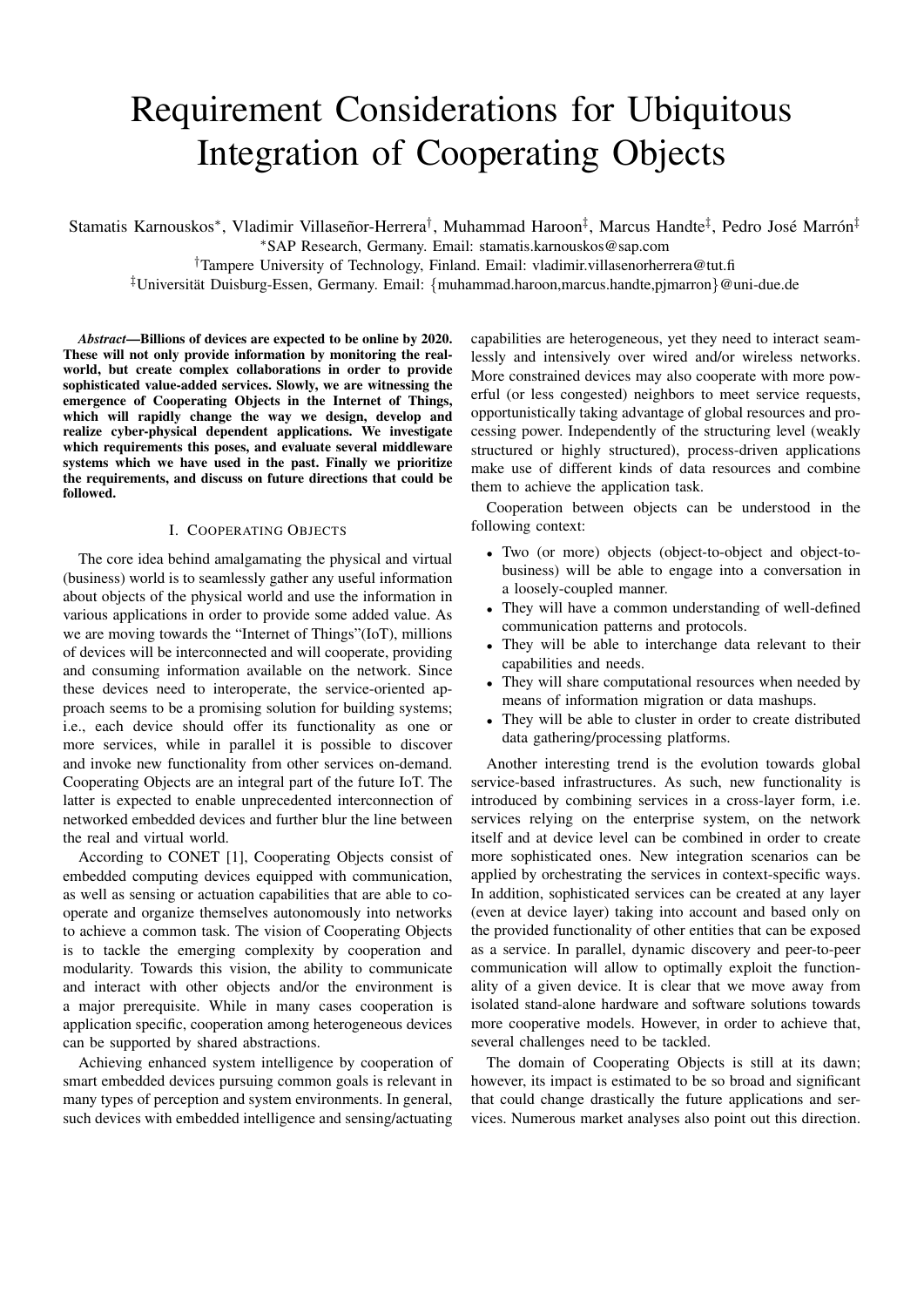# Requirement Considerations for Ubiquitous Integration of Cooperating Objects

Stamatis Karnouskos*, Vladimir Villaseñor-Herrera†, Muhammad Haroon‡, Marcus Handte‡, Pedro José Marrón‡

*SAP Research, Germany. Email: stamatis.karnouskos@sap.com

†Tampere University of Technology, Finland. Email: vladimir.villasenorherrera@tut.fi

‡Universität Duisburg-Essen, Germany. Email: {muhammad.haroon,marcus.handte,pjmarron}@uni-due.de

***Abstract*—Billions of devices are expected to be online by 2020. These will not only provide information by monitoring the real-world, but create complex collaborations in order to provide sophisticated value-added services. Slowly, we are witnessing the emergence of Cooperating Objects in the Internet of Things, which will rapidly change the way we design, develop and realize cyber-physical dependent applications. We investigate which requirements this poses, and evaluate several middleware systems which we have used in the past. Finally we prioritize the requirements, and discuss on future directions that could be followed.**

## I. Cooperating Objects

The core idea behind amalgamating the physical and virtual (business) world is to seamlessly gather any useful information about objects of the physical world and use the information in various applications in order to provide some added value. As we are moving towards the "Internet of Things"(IoT), millions of devices will be interconnected and will cooperate, providing and consuming information available on the network. Since these devices need to interoperate, the service-oriented approach seems to be a promising solution for building systems; i.e., each device should offer its functionality as one or more services, while in parallel it is possible to discover and invoke new functionality from other services on-demand. Cooperating Objects are an integral part of the future IoT. The latter is expected to enable unprecedented interconnection of networked embedded devices and further blur the line between the real and virtual world.

According to CONET [1], Cooperating Objects consist of embedded computing devices equipped with communication, as well as sensing or actuation capabilities that are able to cooperate and organize themselves autonomously into networks to achieve a common task. The vision of Cooperating Objects is to tackle the emerging complexity by cooperation and modularity. Towards this vision, the ability to communicate and interact with other objects and/or the environment is a major prerequisite. While in many cases cooperation is application specific, cooperation among heterogeneous devices can be supported by shared abstractions.

Achieving enhanced system intelligence by cooperation of smart embedded devices pursuing common goals is relevant in many types of perception and system environments. In general, such devices with embedded intelligence and sensing/actuating capabilities are heterogeneous, yet they need to interact seamlessly and intensively over wired and/or wireless networks. More constrained devices may also cooperate with more powerful (or less congested) neighbors to meet service requests, opportunistically taking advantage of global resources and processing power. Independently of the structuring level (weakly structured or highly structured), process-driven applications make use of different kinds of data resources and combine them to achieve the application task.

Cooperation between objects can be understood in the following context:

- Two (or more) objects (object-to-object and object-to-business) will be able to engage into a conversation in a loosely-coupled manner.
- They will have a common understanding of well-defined communication patterns and protocols.
- They will be able to interchange data relevant to their capabilities and needs.
- They will share computational resources when needed by means of information migration or data mashups.
- They will be able to cluster in order to create distributed data gathering/processing platforms.

Another interesting trend is the evolution towards global service-based infrastructures. As such, new functionality is introduced by combining services in a cross-layer form, i.e. services relying on the enterprise system, on the network itself and at device level can be combined in order to create more sophisticated ones. New integration scenarios can be applied by orchestrating the services in context-specific ways. In addition, sophisticated services can be created at any layer (even at device layer) taking into account and based only on the provided functionality of other entities that can be exposed as a service. In parallel, dynamic discovery and peer-to-peer communication will allow to optimally exploit the functionality of a given device. It is clear that we move away from isolated stand-alone hardware and software solutions towards more cooperative models. However, in order to achieve that, several challenges need to be tackled.

The domain of Cooperating Objects is still at its dawn; however, its impact is estimated to be so broad and significant that could change drastically the future applications and services. Numerous market analyses also point out this direction.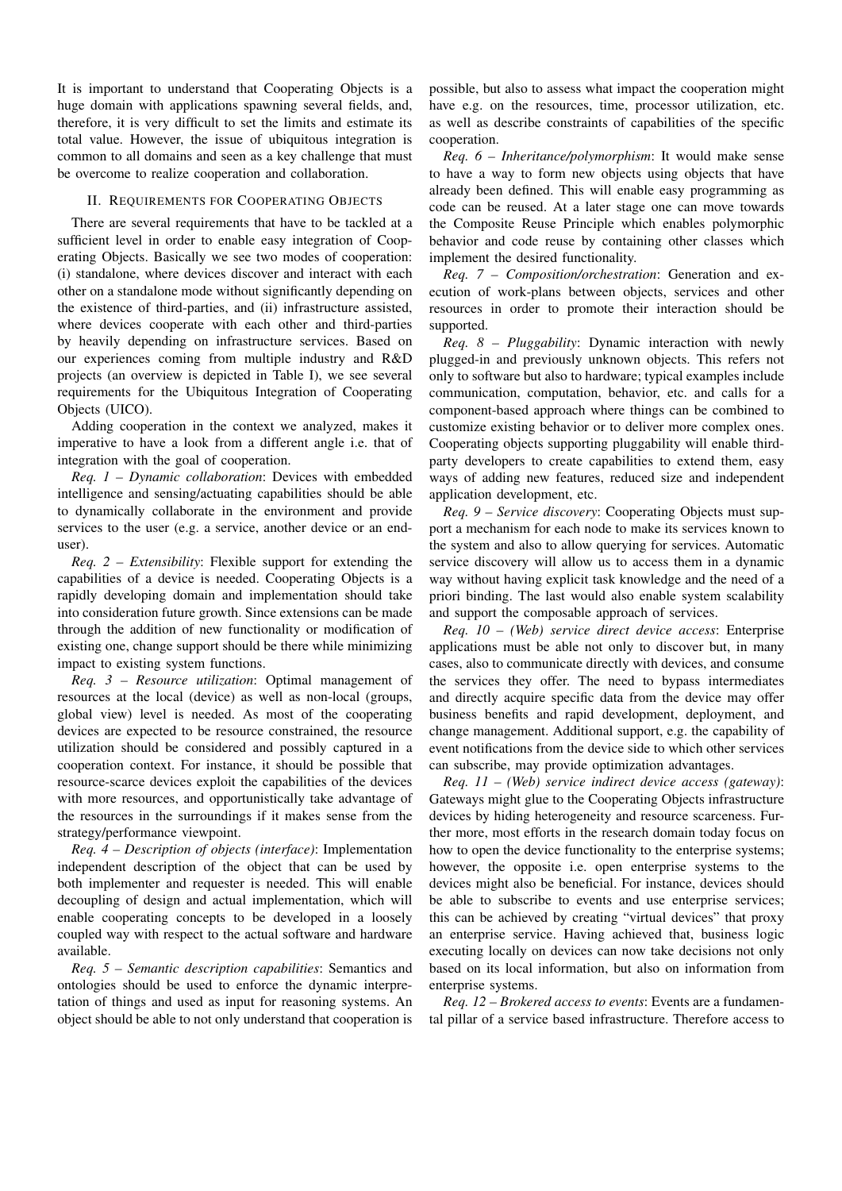It is important to understand that Cooperating Objects is a huge domain with applications spawning several fields, and, therefore, it is very difficult to set the limits and estimate its total value. However, the issue of ubiquitous integration is common to all domains and seen as a key challenge that must be overcome to realize cooperation and collaboration.

## II. Requirements for Cooperating Objects

There are several requirements that have to be tackled at a sufficient level in order to enable easy integration of Cooperating Objects. Basically we see two modes of cooperation: (i) standalone, where devices discover and interact with each other on a standalone mode without significantly depending on the existence of third-parties, and (ii) infrastructure assisted, where devices cooperate with each other and third-parties by heavily depending on infrastructure services. Based on our experiences coming from multiple industry and R&D projects (an overview is depicted in Table I), we see several requirements for the Ubiquitous Integration of Cooperating Objects (UICO).

Adding cooperation in the context we analyzed, makes it imperative to have a look from a different angle i.e. that of integration with the goal of cooperation.

*Req. 1 – Dynamic collaboration*: Devices with embedded intelligence and sensing/actuating capabilities should be able to dynamically collaborate in the environment and provide services to the user (e.g. a service, another device or an end-user).

*Req. 2 – Extensibility*: Flexible support for extending the capabilities of a device is needed. Cooperating Objects is a rapidly developing domain and implementation should take into consideration future growth. Since extensions can be made through the addition of new functionality or modification of existing one, change support should be there while minimizing impact to existing system functions.

*Req. 3 – Resource utilization*: Optimal management of resources at the local (device) as well as non-local (groups, global view) level is needed. As most of the cooperating devices are expected to be resource constrained, the resource utilization should be considered and possibly captured in a cooperation context. For instance, it should be possible that resource-scarce devices exploit the capabilities of the devices with more resources, and opportunistically take advantage of the resources in the surroundings if it makes sense from the strategy/performance viewpoint.

*Req. 4 – Description of objects (interface)*: Implementation independent description of the object that can be used by both implementer and requester is needed. This will enable decoupling of design and actual implementation, which will enable cooperating concepts to be developed in a loosely coupled way with respect to the actual software and hardware available.

*Req. 5 – Semantic description capabilities*: Semantics and ontologies should be used to enforce the dynamic interpretation of things and used as input for reasoning systems. An object should be able to not only understand that cooperation is possible, but also to assess what impact the cooperation might have e.g. on the resources, time, processor utilization, etc. as well as describe constraints of capabilities of the specific cooperation.

*Req. 6 – Inheritance/polymorphism*: It would make sense to have a way to form new objects using objects that have already been defined. This will enable easy programming as code can be reused. At a later stage one can move towards the Composite Reuse Principle which enables polymorphic behavior and code reuse by containing other classes which implement the desired functionality.

*Req. 7 – Composition/orchestration*: Generation and execution of work-plans between objects, services and other resources in order to promote their interaction should be supported.

*Req. 8 – Pluggability*: Dynamic interaction with newly plugged-in and previously unknown objects. This refers not only to software but also to hardware; typical examples include communication, computation, behavior, etc. and calls for a component-based approach where things can be combined to customize existing behavior or to deliver more complex ones. Cooperating objects supporting pluggability will enable third-party developers to create capabilities to extend them, easy ways of adding new features, reduced size and independent application development, etc.

*Req. 9 – Service discovery*: Cooperating Objects must support a mechanism for each node to make its services known to the system and also to allow querying for services. Automatic service discovery will allow us to access them in a dynamic way without having explicit task knowledge and the need of a priori binding. The last would also enable system scalability and support the composable approach of services.

*Req. 10 – (Web) service direct device access*: Enterprise applications must be able not only to discover but, in many cases, also to communicate directly with devices, and consume the services they offer. The need to bypass intermediates and directly acquire specific data from the device may offer business benefits and rapid development, deployment, and change management. Additional support, e.g. the capability of event notifications from the device side to which other services can subscribe, may provide optimization advantages.

*Req. 11 – (Web) service indirect device access (gateway)*: Gateways might glue to the Cooperating Objects infrastructure devices by hiding heterogeneity and resource scarceness. Further more, most efforts in the research domain today focus on how to open the device functionality to the enterprise systems; however, the opposite i.e. open enterprise systems to the devices might also be beneficial. For instance, devices should be able to subscribe to events and use enterprise services; this can be achieved by creating "virtual devices" that proxy an enterprise service. Having achieved that, business logic executing locally on devices can now take decisions not only based on its local information, but also on information from enterprise systems.

*Req. 12 – Brokered access to events*: Events are a fundamental pillar of a service based infrastructure. Therefore access to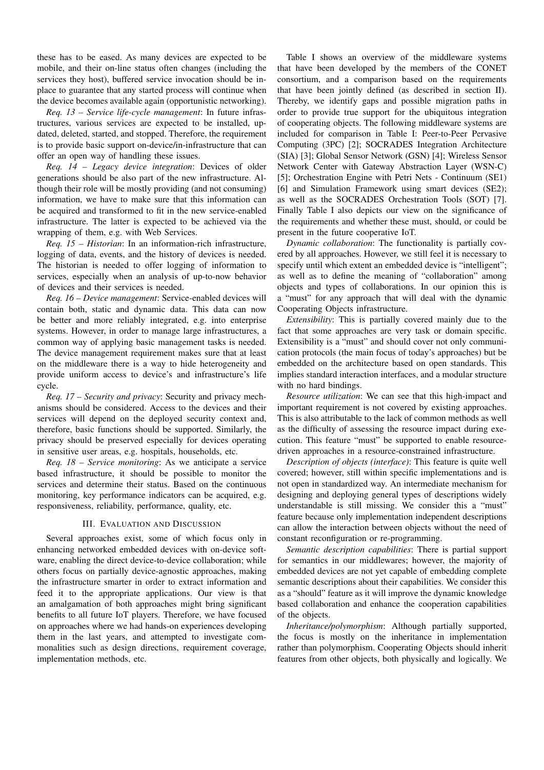these has to be eased. As many devices are expected to be mobile, and their on-line status often changes (including the services they host), buffered service invocation should be in-place to guarantee that any started process will continue when the device becomes available again (opportunistic networking).

*Req. 13 – Service life-cycle management*: In future infrastructures, various services are expected to be installed, updated, deleted, started, and stopped. Therefore, the requirement is to provide basic support on-device/in-infrastructure that can offer an open way of handling these issues.

*Req. 14 – Legacy device integration*: Devices of older generations should be also part of the new infrastructure. Although their role will be mostly providing (and not consuming) information, we have to make sure that this information can be acquired and transformed to fit in the new service-enabled infrastructure. The latter is expected to be achieved via the wrapping of them, e.g. with Web Services.

*Req. 15 – Historian*: In an information-rich infrastructure, logging of data, events, and the history of devices is needed. The historian is needed to offer logging of information to services, especially when an analysis of up-to-now behavior of devices and their services is needed.

*Req. 16 – Device management*: Service-enabled devices will contain both, static and dynamic data. This data can now be better and more reliably integrated, e.g. into enterprise systems. However, in order to manage large infrastructures, a common way of applying basic management tasks is needed. The device management requirement makes sure that at least on the middleware there is a way to hide heterogeneity and provide uniform access to device's and infrastructure's life cycle.

*Req. 17 – Security and privacy*: Security and privacy mechanisms should be considered. Access to the devices and their services will depend on the deployed security context and, therefore, basic functions should be supported. Similarly, the privacy should be preserved especially for devices operating in sensitive user areas, e.g. hospitals, households, etc.

*Req. 18 – Service monitoring*: As we anticipate a service based infrastructure, it should be possible to monitor the services and determine their status. Based on the continuous monitoring, key performance indicators can be acquired, e.g. responsiveness, reliability, performance, quality, etc.

## III. Evaluation and Discussion

Several approaches exist, some of which focus only in enhancing networked embedded devices with on-device software, enabling the direct device-to-device collaboration; while others focus on partially device-agnostic approaches, making the infrastructure smarter in order to extract information and feed it to the appropriate applications. Our view is that an amalgamation of both approaches might bring significant benefits to all future IoT players. Therefore, we have focused on approaches where we had hands-on experiences developing them in the last years, and attempted to investigate commonalities such as design directions, requirement coverage, implementation methods, etc.

Table I shows an overview of the middleware systems that have been developed by the members of the CONET consortium, and a comparison based on the requirements that have been jointly defined (as described in section II). Thereby, we identify gaps and possible migration paths in order to provide true support for the ubiquitous integration of cooperating objects. The following middleware systems are included for comparison in Table I: Peer-to-Peer Pervasive Computing (3PC) [2]; SOCRADES Integration Architecture (SIA) [3]; Global Sensor Network (GSN) [4]; Wireless Sensor Network Center with Gateway Abstraction Layer (WSN-C) [5]; Orchestration Engine with Petri Nets - Continuum (SE1) [6] and Simulation Framework using smart devices (SE2); as well as the SOCRADES Orchestration Tools (SOT) [7]. Finally Table I also depicts our view on the significance of the requirements and whether these must, should, or could be present in the future cooperative IoT.

*Dynamic collaboration*: The functionality is partially covered by all approaches. However, we still feel it is necessary to specify until which extent an embedded device is "intelligent"; as well as to define the meaning of "collaboration" among objects and types of collaborations. In our opinion this is a "must" for any approach that will deal with the dynamic Cooperating Objects infrastructure.

*Extensibility*: This is partially covered mainly due to the fact that some approaches are very task or domain specific. Extensibility is a "must" and should cover not only communication protocols (the main focus of today's approaches) but be embedded on the architecture based on open standards. This implies standard interaction interfaces, and a modular structure with no hard bindings.

*Resource utilization*: We can see that this high-impact and important requirement is not covered by existing approaches. This is also attributable to the lack of common methods as well as the difficulty of assessing the resource impact during execution. This feature "must" be supported to enable resource-driven approaches in a resource-constrained infrastructure.

*Description of objects (interface)*: This feature is quite well covered; however, still within specific implementations and is not open in standardized way. An intermediate mechanism for designing and deploying general types of descriptions widely understandable is still missing. We consider this a "must" feature because only implementation independent descriptions can allow the interaction between objects without the need of constant reconfiguration or re-programming.

*Semantic description capabilities*: There is partial support for semantics in our middlewares; however, the majority of embedded devices are not yet capable of embedding complete semantic descriptions about their capabilities. We consider this as a "should" feature as it will improve the dynamic knowledge based collaboration and enhance the cooperation capabilities of the objects.

*Inheritance/polymorphism*: Although partially supported, the focus is mostly on the inheritance in implementation rather than polymorphism. Cooperating Objects should inherit features from other objects, both physically and logically. We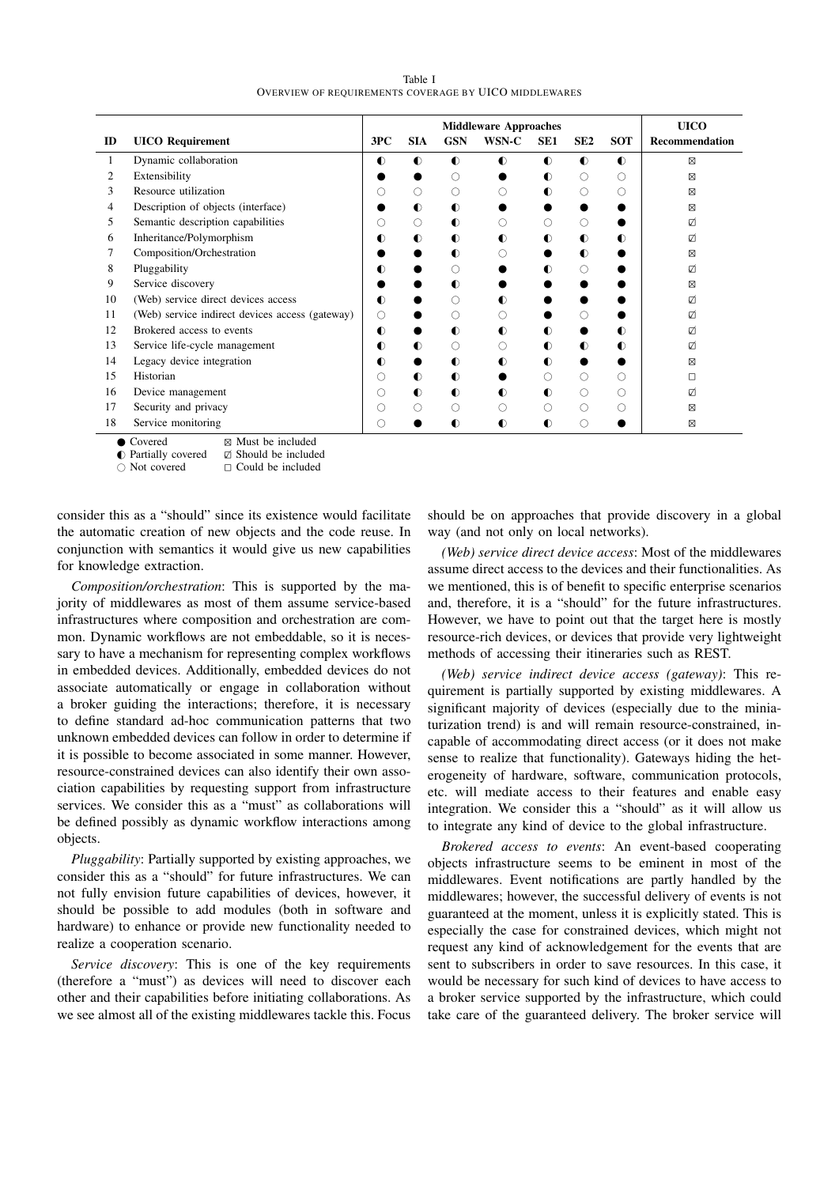Table I
OVERVIEW OF REQUIREMENTS COVERAGE BY UICO MIDDLEWARES

| ID | UICO Requirement | Middleware Approaches | | | | | | | UICO |
|---|---|---|---|---|---|---|---|---|---|
| | | 3PC | SIA | GSN | WSN-C | SE1 | SE2 | SOT | Recommendation |
| 1 | Dynamic collaboration | ◐ | ◐ | ◐ | ◐ | ◐ | ◐ | ◐ | ⊠ |
| 2 | Extensibility | ● | ● | ○ | ● | ◐ | ○ | ○ | ⊠ |
| 3 | Resource utilization | ○ | ○ | ○ | ○ | ◐ | ○ | ○ | ⊠ |
| 4 | Description of objects (interface) | ● | ◐ | ◐ | ● | ● | ● | ● | ⊠ |
| 5 | Semantic description capabilities | ○ | ○ | ◐ | ○ | ○ | ○ | ● | ☑ |
| 6 | Inheritance/Polymorphism | ◐ | ◐ | ◐ | ◐ | ◐ | ◐ | ◐ | ☑ |
| 7 | Composition/Orchestration | ● | ● | ◐ | ○ | ● | ◐ | ● | ⊠ |
| 8 | Pluggability | ◐ | ● | ○ | ● | ◐ | ○ | ● | ☑ |
| 9 | Service discovery | ● | ● | ◐ | ● | ● | ● | ● | ⊠ |
| 10 | (Web) service direct devices access | ◐ | ● | ○ | ◐ | ● | ● | ● | ☑ |
| 11 | (Web) service indirect devices access (gateway) | ○ | ● | ○ | ○ | ● | ○ | ● | ☑ |
| 12 | Brokered access to events | ◐ | ● | ◐ | ◐ | ◐ | ● | ◐ | ☑ |
| 13 | Service life-cycle management | ◐ | ◐ | ○ | ○ | ◐ | ◐ | ◐ | ☑ |
| 14 | Legacy device integration | ◐ | ● | ◐ | ◐ | ◐ | ● | ● | ⊠ |
| 15 | Historian | ○ | ◐ | ◐ | ● | ○ | ○ | ○ | □ |
| 16 | Device management | ○ | ◐ | ◐ | ◐ | ◐ | ○ | ○ | ☑ |
| 17 | Security and privacy | ○ | ○ | ○ | ○ | ○ | ○ | ○ | ⊠ |
| 18 | Service monitoring | ○ | ● | ◐ | ◐ | ◐ | ○ | ● | ⊠ |

● Covered ⊠ Must be included
◐ Partially covered ☑ Should be included
○ Not covered □ Could be included

consider this as a "should" since its existence would facilitate the automatic creation of new objects and the code reuse. In conjunction with semantics it would give us new capabilities for knowledge extraction.

*Composition/orchestration*: This is supported by the majority of middlewares as most of them assume service-based infrastructures where composition and orchestration are common. Dynamic workflows are not embeddable, so it is necessary to have a mechanism for representing complex workflows in embedded devices. Additionally, embedded devices do not associate automatically or engage in collaboration without a broker guiding the interactions; therefore, it is necessary to define standard ad-hoc communication patterns that two unknown embedded devices can follow in order to determine if it is possible to become associated in some manner. However, resource-constrained devices can also identify their own association capabilities by requesting support from infrastructure services. We consider this as a "must" as collaborations will be defined possibly as dynamic workflow interactions among objects.

*Pluggability*: Partially supported by existing approaches, we consider this as a "should" for future infrastructures. We can not fully envision future capabilities of devices, however, it should be possible to add modules (both in software and hardware) to enhance or provide new functionality needed to realize a cooperation scenario.

*Service discovery*: This is one of the key requirements (therefore a "must") as devices will need to discover each other and their capabilities before initiating collaborations. As we see almost all of the existing middlewares tackle this. Focus should be on approaches that provide discovery in a global way (and not only on local networks).

*(Web) service direct device access*: Most of the middlewares assume direct access to the devices and their functionalities. As we mentioned, this is of benefit to specific enterprise scenarios and, therefore, it is a "should" for the future infrastructures. However, we have to point out that the target here is mostly resource-rich devices, or devices that provide very lightweight methods of accessing their itineraries such as REST.

*(Web) service indirect device access (gateway)*: This requirement is partially supported by existing middlewares. A significant majority of devices (especially due to the miniaturization trend) is and will remain resource-constrained, incapable of accommodating direct access (or it does not make sense to realize that functionality). Gateways hiding the heterogeneity of hardware, software, communication protocols, etc. will mediate access to their features and enable easy integration. We consider this a "should" as it will allow us to integrate any kind of device to the global infrastructure.

*Brokered access to events*: An event-based cooperating objects infrastructure seems to be eminent in most of the middlewares. Event notifications are partly handled by the middlewares; however, the successful delivery of events is not guaranteed at the moment, unless it is explicitly stated. This is especially the case for constrained devices, which might not request any kind of acknowledgement for the events that are sent to subscribers in order to save resources. In this case, it would be necessary for such kind of devices to have access to a broker service supported by the infrastructure, which could take care of the guaranteed delivery. The broker service will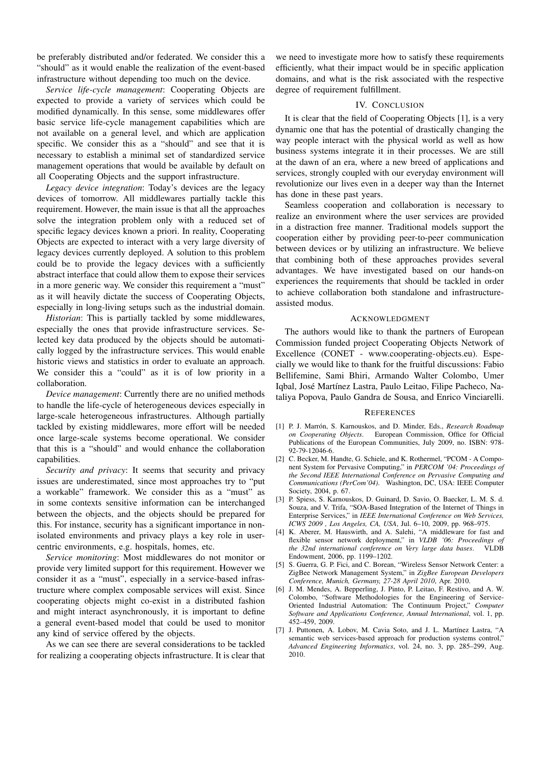be preferably distributed and/or federated. We consider this a "should" as it would enable the realization of the event-based infrastructure without depending too much on the device.

*Service life-cycle management*: Cooperating Objects are expected to provide a variety of services which could be modified dynamically. In this sense, some middlewares offer basic service life-cycle management capabilities which are not available on a general level, and which are application specific. We consider this as a "should" and see that it is necessary to establish a minimal set of standardized service management operations that would be available by default on all Cooperating Objects and the support infrastructure.

*Legacy device integration*: Today's devices are the legacy devices of tomorrow. All middlewares partially tackle this requirement. However, the main issue is that all the approaches solve the integration problem only with a reduced set of specific legacy devices known a priori. In reality, Cooperating Objects are expected to interact with a very large diversity of legacy devices currently deployed. A solution to this problem could be to provide the legacy devices with a sufficiently abstract interface that could allow them to expose their services in a more generic way. We consider this requirement a "must" as it will heavily dictate the success of Cooperating Objects, especially in long-living setups such as the industrial domain.

*Historian*: This is partially tackled by some middlewares, especially the ones that provide infrastructure services. Selected key data produced by the objects should be automatically logged by the infrastructure services. This would enable historic views and statistics in order to evaluate an approach. We consider this a "could" as it is of low priority in a collaboration.

*Device management*: Currently there are no unified methods to handle the life-cycle of heterogeneous devices especially in large-scale heterogeneous infrastructures. Although partially tackled by existing middlewares, more effort will be needed once large-scale systems become operational. We consider that this is a "should" and would enhance the collaboration capabilities.

*Security and privacy*: It seems that security and privacy issues are underestimated, since most approaches try to "put a workable" framework. We consider this as a "must" as in some contexts sensitive information can be interchanged between the objects, and the objects should be prepared for this. For instance, security has a significant importance in non-isolated environments and privacy plays a key role in user-centric environments, e.g. hospitals, homes, etc.

*Service monitoring*: Most middlewares do not monitor or provide very limited support for this requirement. However we consider it as a "must", especially in a service-based infrastructure where complex composable services will exist. Since cooperating objects might co-exist in a distributed fashion and might interact asynchronously, it is important to define a general event-based model that could be used to monitor any kind of service offered by the objects.

As we can see there are several considerations to be tackled for realizing a cooperating objects infrastructure. It is clear that we need to investigate more how to satisfy these requirements efficiently, what their impact would be in specific application domains, and what is the risk associated with the respective degree of requirement fulfillment.

## IV. Conclusion

It is clear that the field of Cooperating Objects [1], is a very dynamic one that has the potential of drastically changing the way people interact with the physical world as well as how business systems integrate it in their processes. We are still at the dawn of an era, where a new breed of applications and services, strongly coupled with our everyday environment will revolutionize our lives even in a deeper way than the Internet has done in these past years.

Seamless cooperation and collaboration is necessary to realize an environment where the user services are provided in a distraction free manner. Traditional models support the cooperation either by providing peer-to-peer communication between devices or by utilizing an infrastructure. We believe that combining both of these approaches provides several advantages. We have investigated based on our hands-on experiences the requirements that should be tackled in order to achieve collaboration both standalone and infrastructure-assisted modus.

## Acknowledgment

The authors would like to thank the partners of European Commission funded project Cooperating Objects Network of Excellence (CONET - www.cooperating-objects.eu). Especially we would like to thank for the fruitful discussions: Fabio Bellifemine, Sami Bhiri, Armando Walter Colombo, Umer Iqbal, José Martínez Lastra, Paulo Leitao, Filipe Pacheco, Nataliya Popova, Paulo Gandra de Sousa, and Enrico Vinciarelli.

## References

[1] P. J. Marrón, S. Karnouskos, and D. Minder, Eds., *Research Roadmap on Cooperating Objects*. European Commission, Office for Official Publications of the European Communities, July 2009, no. ISBN: 978-92-79-12046-6.

[2] C. Becker, M. Handte, G. Schiele, and K. Rothermel, "PCOM - A Component System for Pervasive Computing," in *PERCOM '04: Proceedings of the Second IEEE International Conference on Pervasive Computing and Communications (PerCom'04)*. Washington, DC, USA: IEEE Computer Society, 2004, p. 67.

[3] P. Spiess, S. Karnouskos, D. Guinard, D. Savio, O. Baecker, L. M. S. d. Souza, and V. Trifa, "SOA-Based Integration of the Internet of Things in Enterprise Services," in *IEEE International Conference on Web Services, ICWS 2009 , Los Angeles, CA, USA*, Jul. 6–10, 2009, pp. 968–975.

[4] K. Aberer, M. Hauswirth, and A. Salehi, "A middleware for fast and flexible sensor network deployment," in *VLDB '06: Proceedings of the 32nd international conference on Very large data bases*. VLDB Endowment, 2006, pp. 1199–1202.

[5] S. Guerra, G. P. Fici, and C. Borean, "Wireless Sensor Network Center: a ZigBee Network Management System," in *ZigBee European Developers Conference, Munich, Germany, 27-28 April 2010*, Apr. 2010.

[6] J. M. Mendes, A. Bepperling, J. Pinto, P. Leitao, F. Restivo, and A. W. Colombo, "Software Methodologies for the Engineering of Service-Oriented Industrial Automation: The Continuum Project," *Computer Software and Applications Conference, Annual International*, vol. 1, pp. 452–459, 2009.

[7] J. Puttonen, A. Lobov, M. Cavia Soto, and J. L. Martínez Lastra, "A semantic web services-based approach for production systems control," *Advanced Engineering Informatics*, vol. 24, no. 3, pp. 285–299, Aug. 2010.